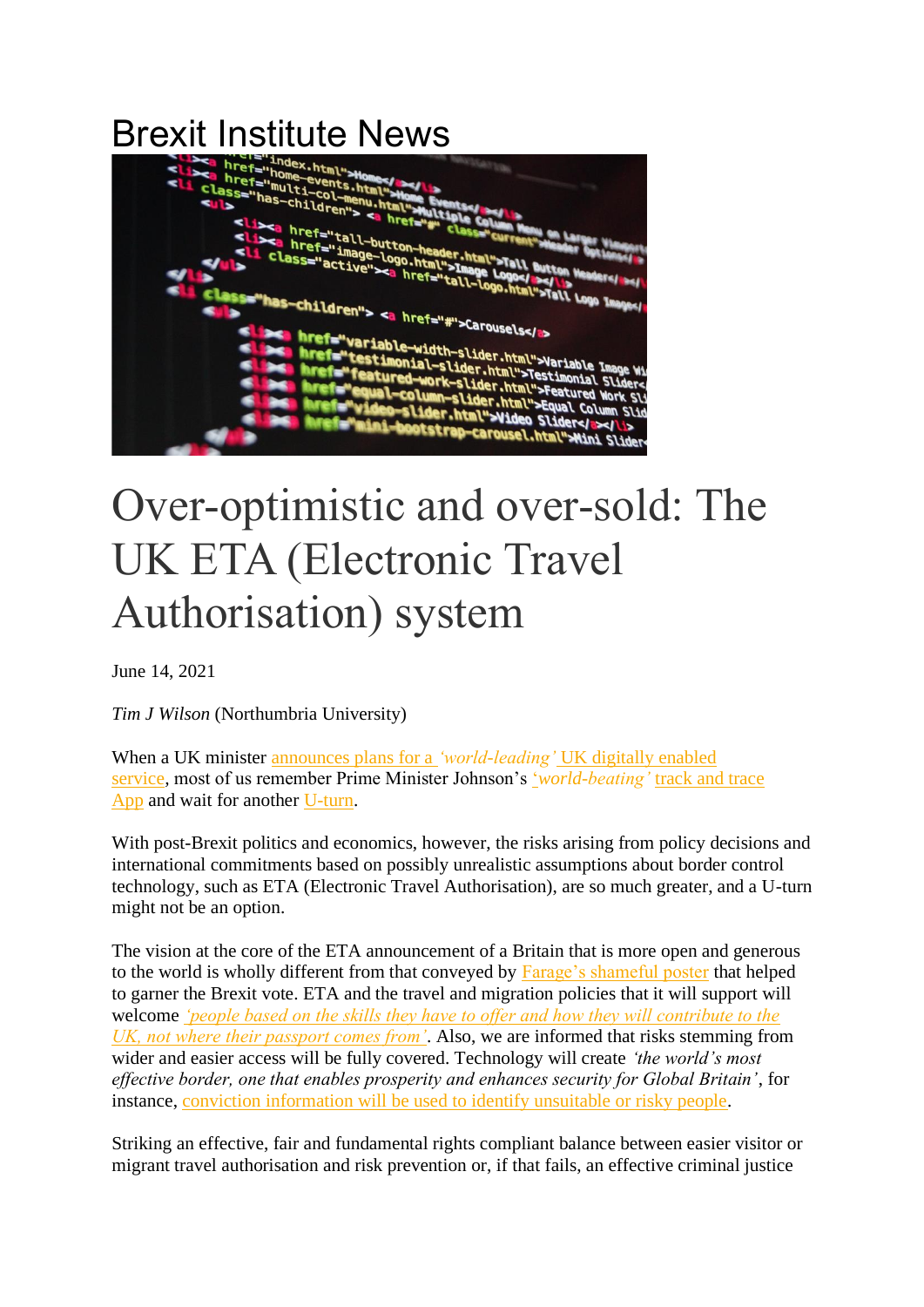# Brexit Institute News

# Over-optimistic and over-sold: The UK ETA (Electronic Travel Authorisation) system

June 14, 2021

*Tim J Wilson* (Northumbria University)

When a UK minister announces plans for a *'world-leading'* UK digitally enabled service, most of us remember Prime Minister Johnson's *'world-beating'* track and trace App and wait for another U-turn.

With post-Brexit politics and economics, however, the risks arising from policy decisions and international commitments based on possibly unrealistic assumptions about border control technology, such as ETA (Electronic Travel Authorisation), are so much greater, and a U-turn might not be an option.

The vision at the core of the ETA announcement of a Britain that is more open and generous to the world is wholly different from that conveyed by Farage's shameful poster that helped to garner the Brexit vote. ETA and the travel and migration policies that it will support will welcome *'people based on the skills they have to offer and how they will contribute to the UK, not where their passport comes from'*. Also, we are informed that risks stemming from wider and easier access will be fully covered. Technology will create *'the world's most effective border, one that enables prosperity and enhances security for Global Britain'*, for instance, conviction information will be used to identify unsuitable or risky people.

Striking an effective, fair and fundamental rights compliant balance between easier visitor or migrant travel authorisation and risk prevention or, if that fails, an effective criminal justice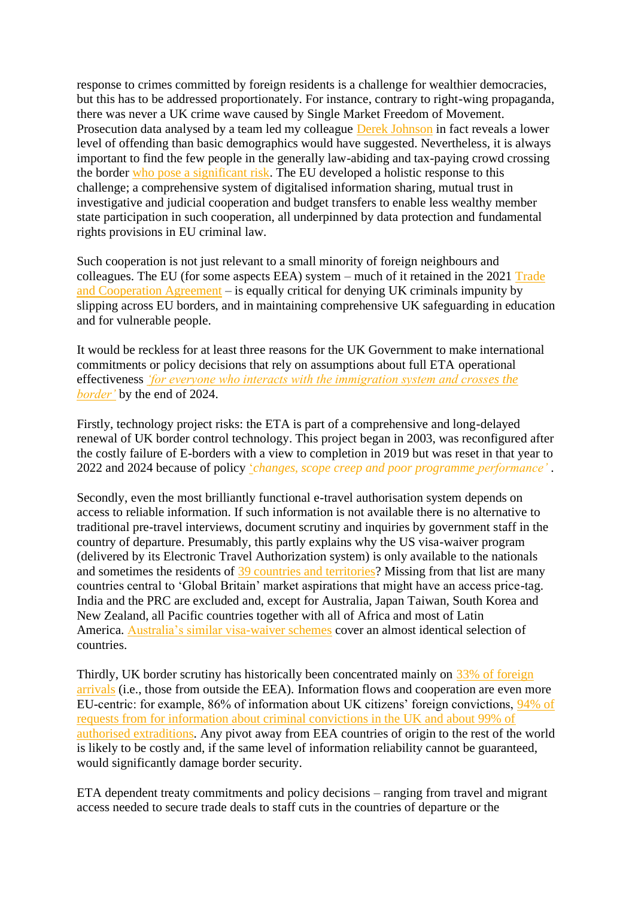response to crimes committed by foreign residents is a challenge for wealthier democracies, but this has to be addressed proportionately. For instance, contrary to right-wing propaganda, there was never a UK crime wave caused by Single Market Freedom of Movement. Prosecution data analysed by a team led my colleague Derek Johnson in fact reveals a lower level of offending than basic demographics would have suggested. Nevertheless, it is always important to find the few people in the generally law-abiding and tax-paying crowd crossing the border who pose a significant risk. The EU developed a holistic response to this challenge; a comprehensive system of digitalised information sharing, mutual trust in investigative and judicial cooperation and budget transfers to enable less wealthy member state participation in such cooperation, all underpinned by data protection and fundamental rights provisions in EU criminal law.

Such cooperation is not just relevant to a small minority of foreign neighbours and colleagues. The EU (for some aspects EEA) system – much of it retained in the 2021 Trade and Cooperation Agreement – is equally critical for denying UK criminals impunity by slipping across EU borders, and in maintaining comprehensive UK safeguarding in education and for vulnerable people.

It would be reckless for at least three reasons for the UK Government to make international commitments or policy decisions that rely on assumptions about full ETA operational effectiveness *'for everyone who interacts with the immigration system and crosses the border'* by the end of 2024.

Firstly, technology project risks: the ETA is part of a comprehensive and long-delayed renewal of UK border control technology. This project began in 2003, was reconfigured after the costly failure of E-borders with a view to completion in 2019 but was reset in that year to 2022 and 2024 because of policy *'changes, scope creep and poor programme performance'* .

Secondly, even the most brilliantly functional e-travel authorisation system depends on access to reliable information. If such information is not available there is no alternative to traditional pre-travel interviews, document scrutiny and inquiries by government staff in the country of departure. Presumably, this partly explains why the US visa-waiver program (delivered by its Electronic Travel Authorization system) is only available to the nationals and sometimes the residents of 39 countries and territories? Missing from that list are many countries central to 'Global Britain' market aspirations that might have an access price-tag. India and the PRC are excluded and, except for Australia, Japan Taiwan, South Korea and New Zealand, all Pacific countries together with all of Africa and most of Latin America. Australia's similar visa-waiver schemes cover an almost identical selection of countries.

Thirdly, UK border scrutiny has historically been concentrated mainly on 33% of foreign arrivals (i.e., those from outside the EEA). Information flows and cooperation are even more EU-centric: for example, 86% of information about UK citizens' foreign convictions, 94% of requests from for information about criminal convictions in the UK and about 99% of authorised extraditions. Any pivot away from EEA countries of origin to the rest of the world is likely to be costly and, if the same level of information reliability cannot be guaranteed, would significantly damage border security.

ETA dependent treaty commitments and policy decisions – ranging from travel and migrant access needed to secure trade deals to staff cuts in the countries of departure or the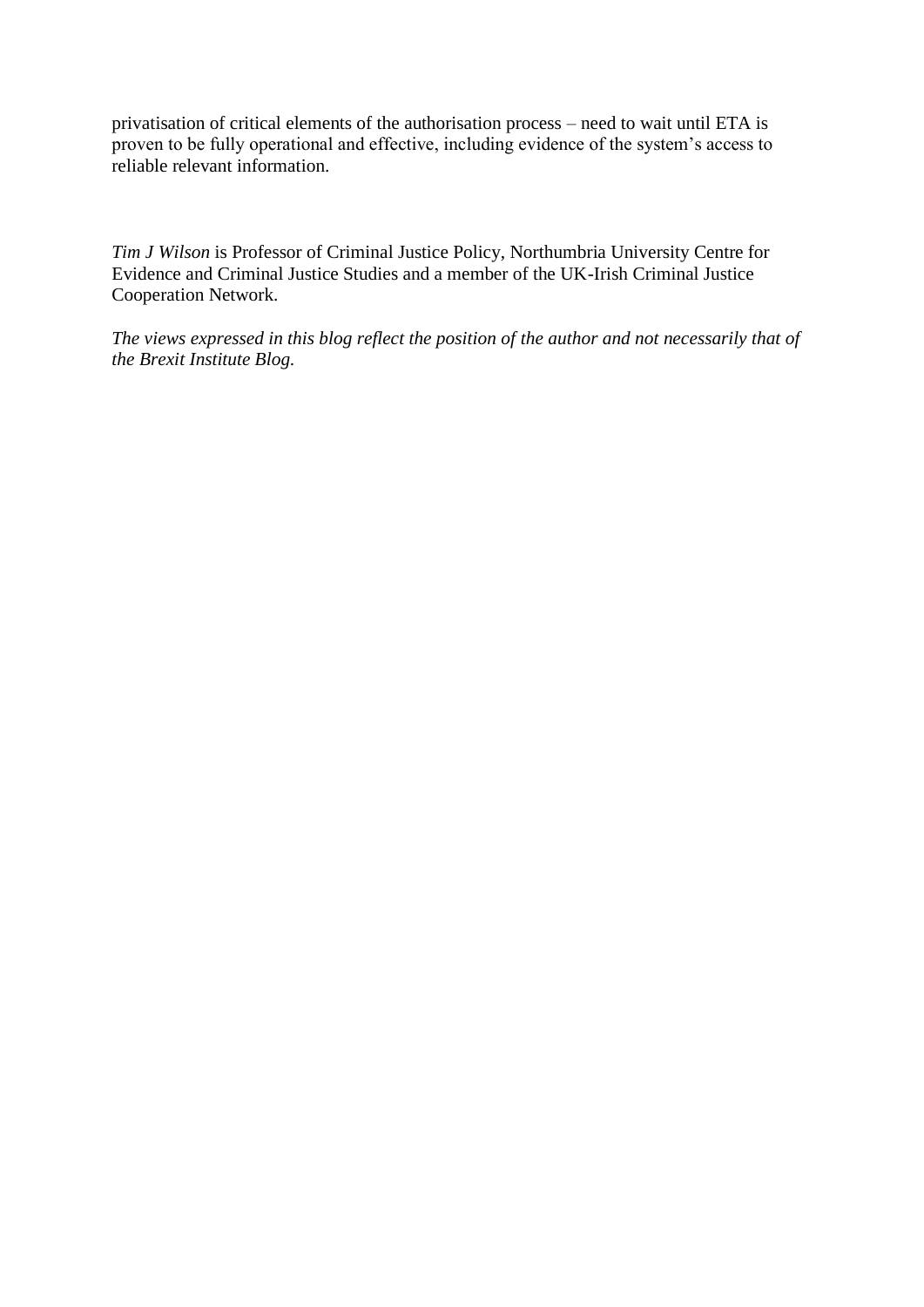privatisation of critical elements of the authorisation process – need to wait until ETA is proven to be fully operational and effective, including evidence of the system's access to reliable relevant information.

*Tim J Wilson* is Professor of Criminal Justice Policy, Northumbria University Centre for Evidence and Criminal Justice Studies and a member of the UK-Irish Criminal Justice Cooperation Network.

*The views expressed in this blog reflect the position of the author and not necessarily that of the Brexit Institute Blog.*